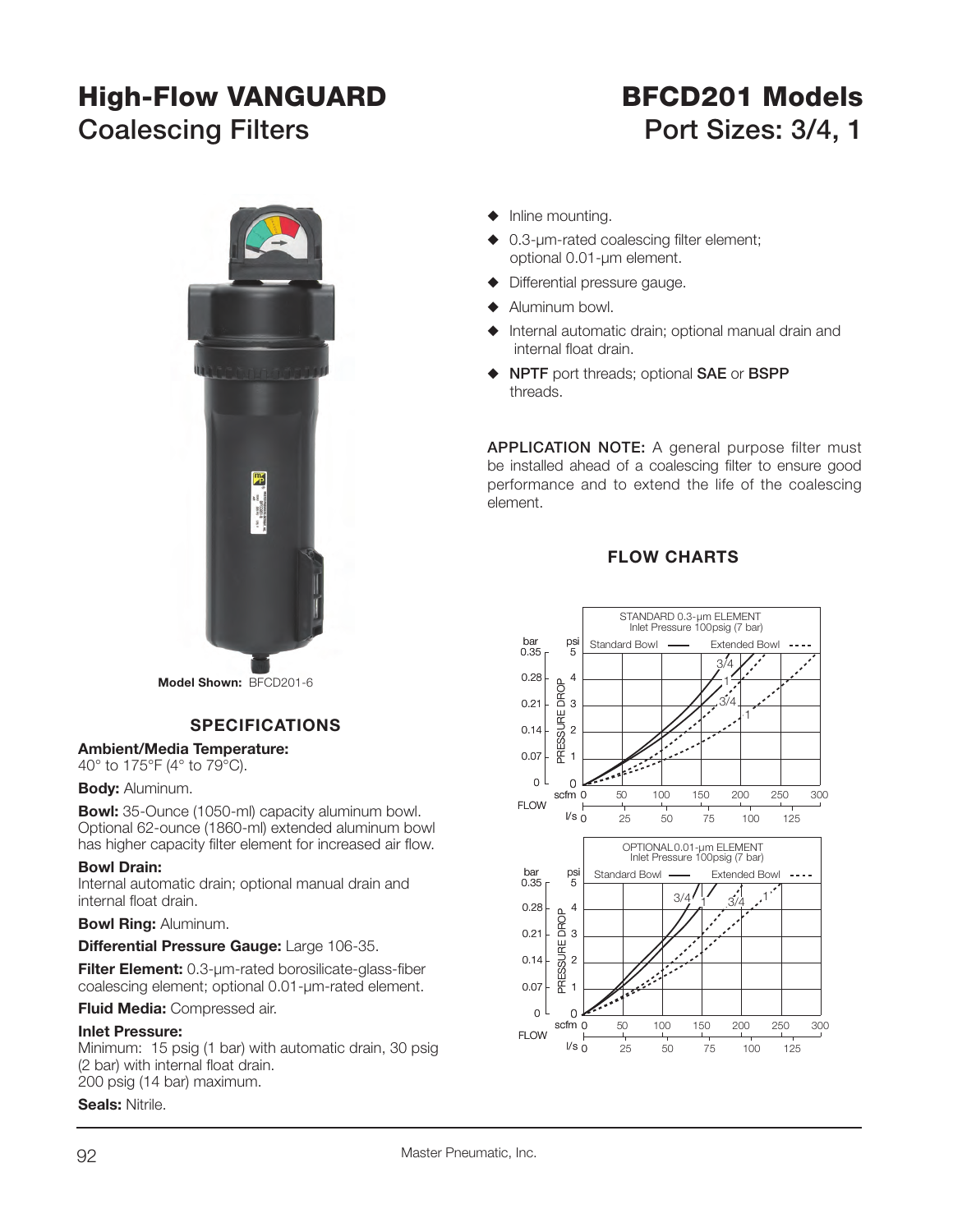# High-Flow VANGUARD Coalescing Filters

# BFCD201 Models Port Sizes: 3/4, 1

**Model Shown:** BFCD201-6

- Inline mounting.
- 0.3-µm-rated coalescing filter element; optional 0.01-µm element.
- Differential pressure gauge.
- Aluminum bowl.
- Internal automatic drain; optional manual drain and internal float drain.
- **NPTF** port threads; optional **SAE** or **BSPP** threads.

**APPLICATION NOTE:** A general purpose filter must be installed ahead of a coalescing filter to ensure good performance and to extend the life of the coalescing element.

## SPECIFICATIONS

**Ambient/Media Temperature:**
40° to 175°F (4° to 79°C).

**Body:** Aluminum.

**Bowl:** 35-Ounce (1050-ml) capacity aluminum bowl. Optional 62-ounce (1860-ml) extended aluminum bowl has higher capacity filter element for increased air flow.

**Bowl Drain:**
Internal automatic drain; optional manual drain and internal float drain.

**Bowl Ring:** Aluminum.

**Differential Pressure Gauge:** Large 106-35.

**Filter Element:** 0.3-µm-rated borosilicate-glass-fiber coalescing element; optional 0.01-µm-rated element.

**Fluid Media:** Compressed air.

**Inlet Pressure:**
Minimum: 15 psig (1 bar) with automatic drain, 30 psig (2 bar) with internal float drain.
200 psig (14 bar) maximum.

**Seals:** Nitrile.

## FLOW CHARTS

STANDARD 0.3-µm ELEMENT
Inlet Pressure 100psig (7 bar)

Standard Bowl —— Extended Bowl - - - -

PRESSURE DROP: bar 0, 0.07, 0.14, 0.21, 0.28, 0.35 / psi 0, 1, 2, 3, 4, 5

FLOW: scfm 0, 50, 100, 150, 200, 250, 300 / l/s 0, 25, 50, 75, 100, 125

OPTIONAL 0.01-µm ELEMENT
Inlet Pressure 100psig (7 bar)

Standard Bowl —— Extended Bowl - - - -

PRESSURE DROP: bar 0, 0.07, 0.14, 0.21, 0.28, 0.35 / psi 0, 1, 2, 3, 4, 5

FLOW: scfm 0, 50, 100, 150, 200, 250, 300 / l/s 0, 25, 50, 75, 100, 125

Master Pneumatic, Inc.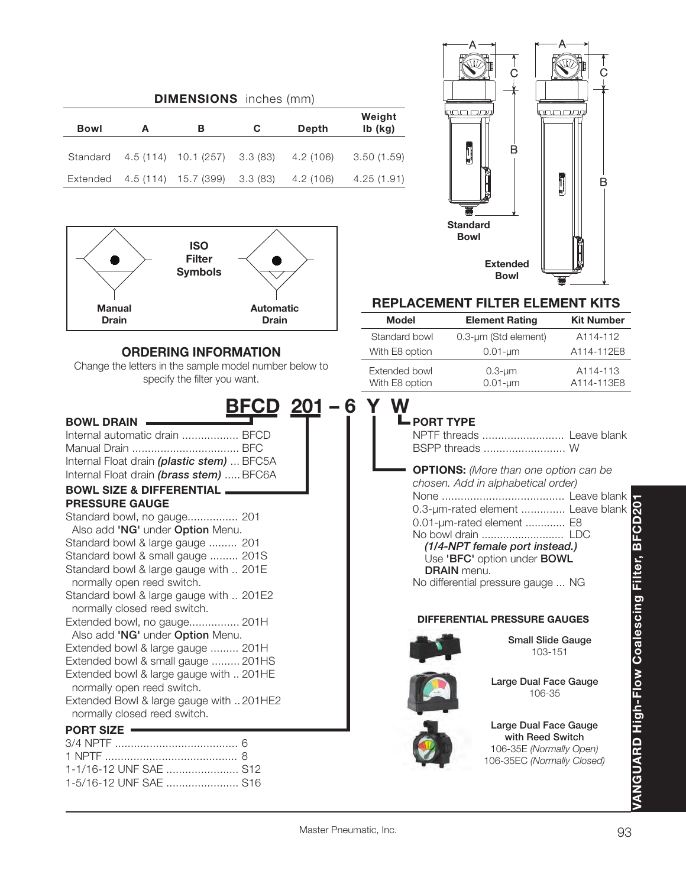## DIMENSIONS inches (mm)

| Bowl | A | B | C | Depth | Weight lb (kg) |
|---|---|---|---|---|---|
| Standard | 4.5 (114) | 10.1 (257) | 3.3 (83) | 4.2 (106) | 3.50 (1.59) |
| Extended | 4.5 (114) | 15.7 (399) | 3.3 (83) | 4.2 (106) | 4.25 (1.91) |

Standard Bowl

Extended Bowl

**ISO Filter Symbols**

Manual Drain — Automatic Drain

## REPLACEMENT FILTER ELEMENT KITS

| Model | Element Rating | Kit Number |
|---|---|---|
| Standard bowl | 0.3-µm (Std element) | A114-112 |
| With E8 option | 0.01-µm | A114-112E8 |
| Extended bowl | 0.3-µm | A114-113 |
| With E8 option | 0.01-µm | A114-113E8 |

## ORDERING INFORMATION

Change the letters in the sample model number below to specify the filter you want.

**BFCD 201 – 6 Y W**

### BOWL DRAIN

- Internal automatic drain .................. BFCD
- Manual Drain .................................. BFC
- Internal Float drain ***(plastic stem)*** ... BFC5A
- Internal Float drain ***(brass stem)*** ..... BFC6A

### BOWL SIZE & DIFFERENTIAL PRESSURE GAUGE

- Standard bowl, no gauge................ 201
  Also add **'NG'** under **Option** Menu.
- Standard bowl & large gauge ......... 201
- Standard bowl & small gauge ......... 201S
- Standard bowl & large gauge with .. 201E
  normally open reed switch.
- Standard bowl & large gauge with .. 201E2
  normally closed reed switch.
- Extended bowl, no gauge................ 201H
  Also add **'NG'** under **Option** Menu.
- Extended bowl & large gauge ......... 201H
- Extended bowl & small gauge ......... 201HS
- Extended bowl & large gauge with .. 201HE
  normally open reed switch.
- Extended Bowl & large gauge with .. 201HE2
  normally closed reed switch.

### PORT SIZE

- 3/4 NPTF ....................................... 6
- 1 NPTF .......................................... 8
- 1-1/16-12 UNF SAE ....................... S12
- 1-5/16-12 UNF SAE ....................... S16

### PORT TYPE

- NPTF threads .......................... Leave blank
- BSPP threads .......................... W

### OPTIONS: *(More than one option can be chosen. Add in alphabetical order)*

- None ....................................... Leave blank
- 0.3-µm-rated element .............. Leave blank
- 0.01-µm-rated element ............. E8
- No bowl drain ........................... LDC
  ***(1/4-NPT female port instead.)***
  Use **'BFC'** option under **BOWL DRAIN** menu.
- No differential pressure gauge ... NG

### DIFFERENTIAL PRESSURE GAUGES

**Small Slide Gauge**
103-151

**Large Dual Face Gauge**
106-35

**Large Dual Face Gauge with Reed Switch**
106-35E *(Normally Open)*
106-35EC *(Normally Closed)*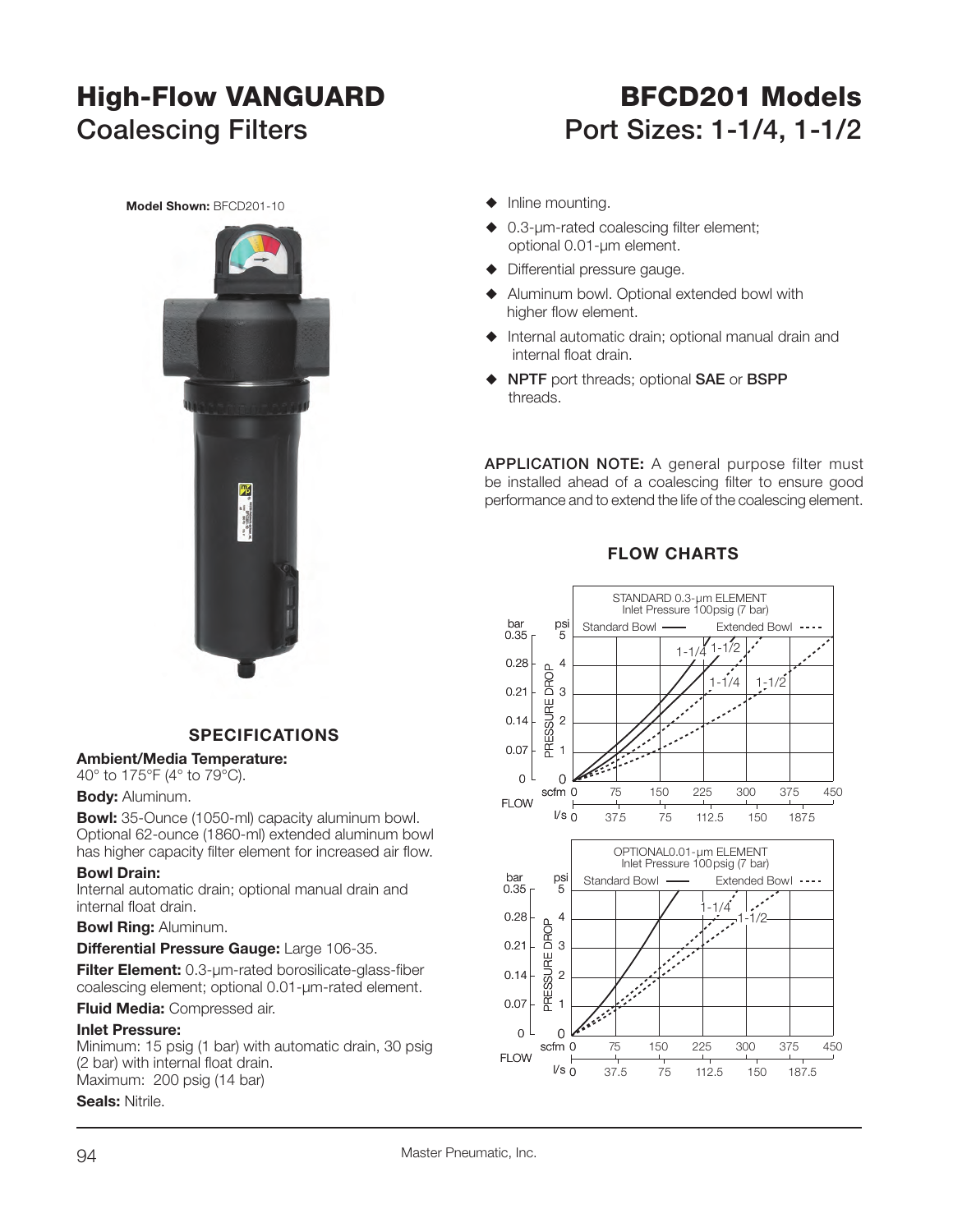# High-Flow VANGUARD Coalescing Filters

# BFCD201 Models Port Sizes: 1-1/4, 1-1/2

**Model Shown:** BFCD201-10

- Inline mounting.
- 0.3-µm-rated coalescing filter element; optional 0.01-µm element.
- Differential pressure gauge.
- Aluminum bowl. Optional extended bowl with higher flow element.
- Internal automatic drain; optional manual drain and internal float drain.
- **NPTF** port threads; optional **SAE** or **BSPP** threads.

**APPLICATION NOTE:** A general purpose filter must be installed ahead of a coalescing filter to ensure good performance and to extend the life of the coalescing element.

## FLOW CHARTS

STANDARD 0.3-µm ELEMENT
Inlet Pressure 100psig (7 bar)

OPTIONAL0.01-µm ELEMENT
Inlet Pressure 100psig (7 bar)

## SPECIFICATIONS

**Ambient/Media Temperature:**
40° to 175°F (4° to 79°C).

**Body:** Aluminum.

**Bowl:** 35-Ounce (1050-ml) capacity aluminum bowl. Optional 62-ounce (1860-ml) extended aluminum bowl has higher capacity filter element for increased air flow.

**Bowl Drain:**
Internal automatic drain; optional manual drain and internal float drain.

**Bowl Ring:** Aluminum.

**Differential Pressure Gauge:** Large 106-35.

**Filter Element:** 0.3-µm-rated borosilicate-glass-fiber coalescing element; optional 0.01-µm-rated element.

**Fluid Media:** Compressed air.

**Inlet Pressure:**
Minimum: 15 psig (1 bar) with automatic drain, 30 psig (2 bar) with internal float drain.
Maximum: 200 psig (14 bar)

**Seals:** Nitrile.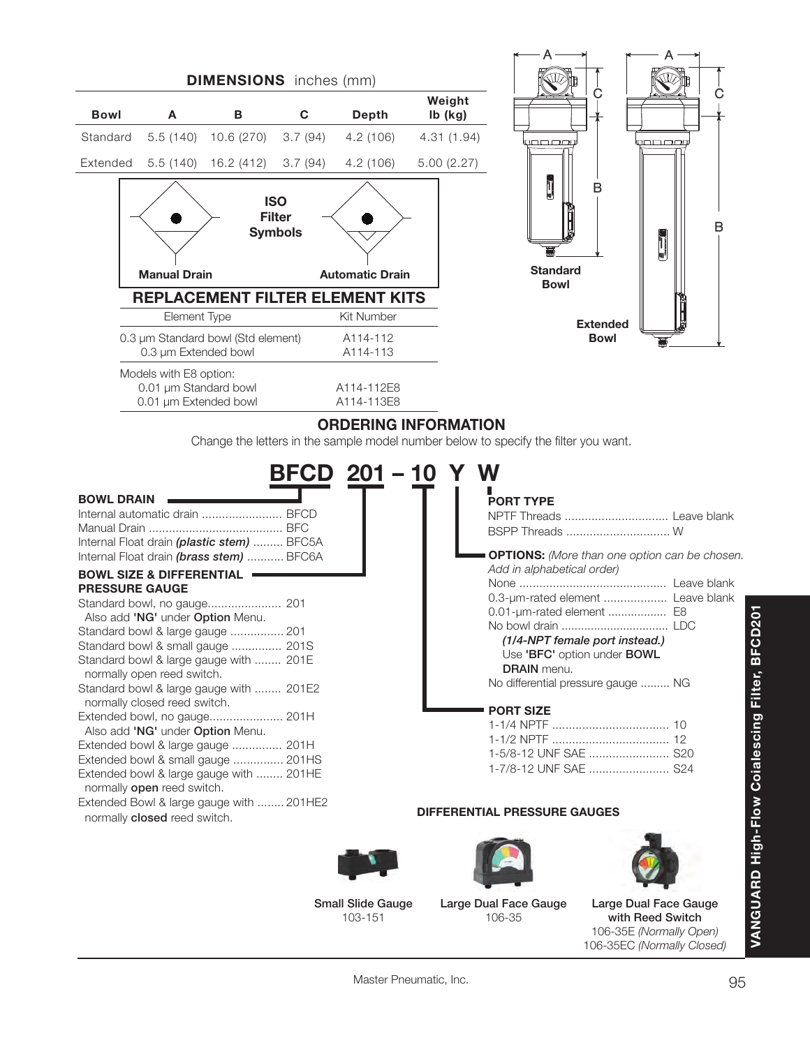## DIMENSIONS inches (mm)

| Bowl | A | B | C | Depth | Weight lb (kg) |
|---|---|---|---|---|---|
| Standard | 5.5 (140) | 10.6 (270) | 3.7 (94) | 4.2 (106) | 4.31 (1.94) |
| Extended | 5.5 (140) | 16.2 (412) | 3.7 (94) | 4.2 (106) | 5.00 (2.27) |

**ISO Filter Symbols**

**Manual Drain** **Automatic Drain**

A C B **Standard Bowl**

A C B **Extended Bowl**

## REPLACEMENT FILTER ELEMENT KITS

| Element Type | Kit Number |
|---|---|
| 0.3 µm Standard bowl (Std element) | A114-112 |
| 0.3 µm Extended bowl | A114-113 |
| Models with E8 option: | |
| 0.01 µm Standard bowl | A114-112E8 |
| 0.01 µm Extended bowl | A114-113E8 |

## ORDERING INFORMATION

Change the letters in the sample model number below to specify the filter you want.

# BFCD 201 – 10 Y W

**BOWL DRAIN**

- Internal automatic drain ........................ BFCD
- Manual Drain ........................................ BFC
- Internal Float drain ***(plastic stem)*** ......... BFC5A
- Internal Float drain ***(brass stem)*** ........... BFC6A

**BOWL SIZE & DIFFERENTIAL PRESSURE GAUGE**

- Standard bowl, no gauge...................... 201
  Also add **'NG'** under **Option** Menu.
- Standard bowl & large gauge ................ 201
- Standard bowl & small gauge ............... 201S
- Standard bowl & large gauge with ........ 201E
  normally open reed switch.
- Standard bowl & large gauge with ........ 201E2
  normally closed reed switch.
- Extended bowl, no gauge...................... 201H
  Also add **'NG'** under **Option** Menu.
- Extended bowl & large gauge ............... 201H
- Extended bowl & small gauge ............... 201HS
- Extended bowl & large gauge with ........ 201HE
  normally **open** reed switch.
- Extended Bowl & large gauge with ........ 201HE2
  normally **closed** reed switch.

**PORT TYPE**

- NPTF Threads ............................... Leave blank
- BSPP Threads ............................... W

**OPTIONS:** *(More than one option can be chosen. Add in alphabetical order)*

- None ............................................ Leave blank
- 0.3-µm-rated element ................... Leave blank
- 0.01-µm-rated element .................. E8
- No bowl drain ................................ LDC
  ***(1/4-NPT female port instead.)***
  Use **'BFC'** option under **BOWL DRAIN** menu.
- No differential pressure gauge ......... NG

**PORT SIZE**

- 1-1/4 NPTF ................................... 10
- 1-1/2 NPTF ................................... 12
- 1-5/8-12 UNF SAE ........................ S20
- 1-7/8-12 UNF SAE ........................ S24

**DIFFERENTIAL PRESSURE GAUGES**

**Small Slide Gauge**
103-151

**Large Dual Face Gauge**
106-35

**Large Dual Face Gauge with Reed Switch**
106-35E *(Normally Open)*
106-35EC *(Normally Closed)*